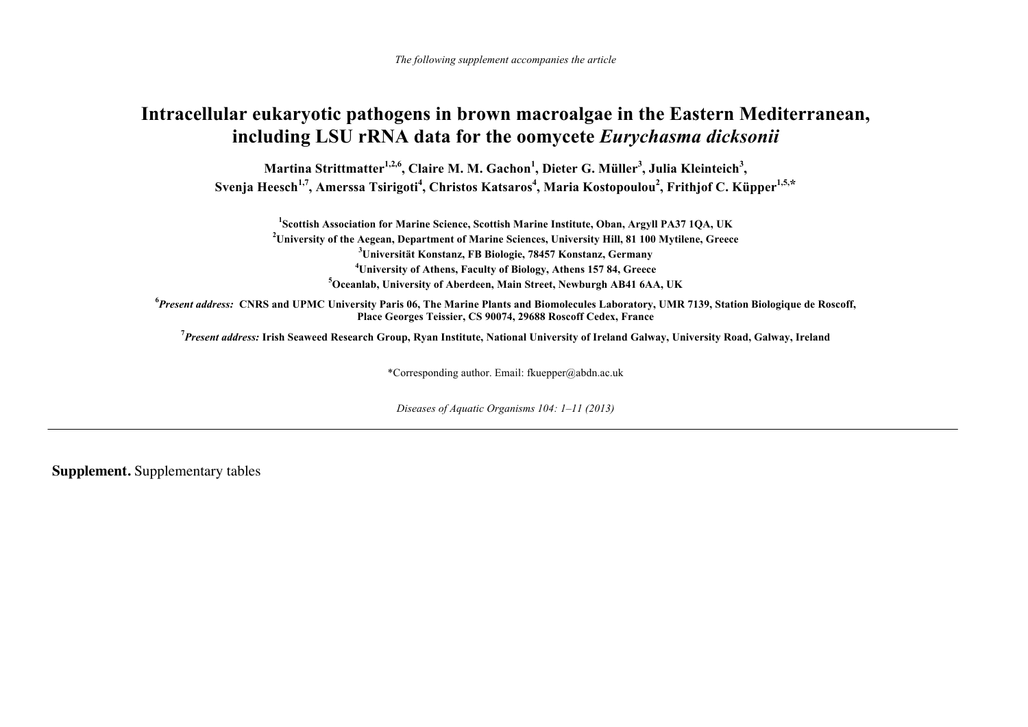*The following supplement accompanies the article*

# Intracellular eukaryotic pathogens in brown macroalgae in the Eastern Mediterranean, including LSU rRNA data for the oomycete *Eurychasma dicksonii*

**Martina Strittmatter[1,2,6], Claire M. M. Gachon[1], Dieter G. Müller[3], Julia Kleinteich[3], Svenja Heesch[1,7], Amerssa Tsirigoti[4], Christos Katsaros[4], Maria Kostopoulou[2], Frithjof C. Küpper[1,5,*]**

**[1]Scottish Association for Marine Science, Scottish Marine Institute, Oban, Argyll PA37 1QA, UK**
**[2]University of the Aegean, Department of Marine Sciences, University Hill, 81 100 Mytilene, Greece**
**[3]Universität Konstanz, FB Biologie, 78457 Konstanz, Germany**
**[4]University of Athens, Faculty of Biology, Athens 157 84, Greece**
**[5]Oceanlab, University of Aberdeen, Main Street, Newburgh AB41 6AA, UK**

**[6]*Present address:* CNRS and UPMC University Paris 06, The Marine Plants and Biomolecules Laboratory, UMR 7139, Station Biologique de Roscoff, Place Georges Teissier, CS 90074, 29688 Roscoff Cedex, France**

**[7]*Present address:* Irish Seaweed Research Group, Ryan Institute, National University of Ireland Galway, University Road, Galway, Ireland**

*Corresponding author. Email: fkuepper@abdn.ac.uk

*Diseases of Aquatic Organisms 104: 1–11 (2013)*

---

**Supplement.** Supplementary tables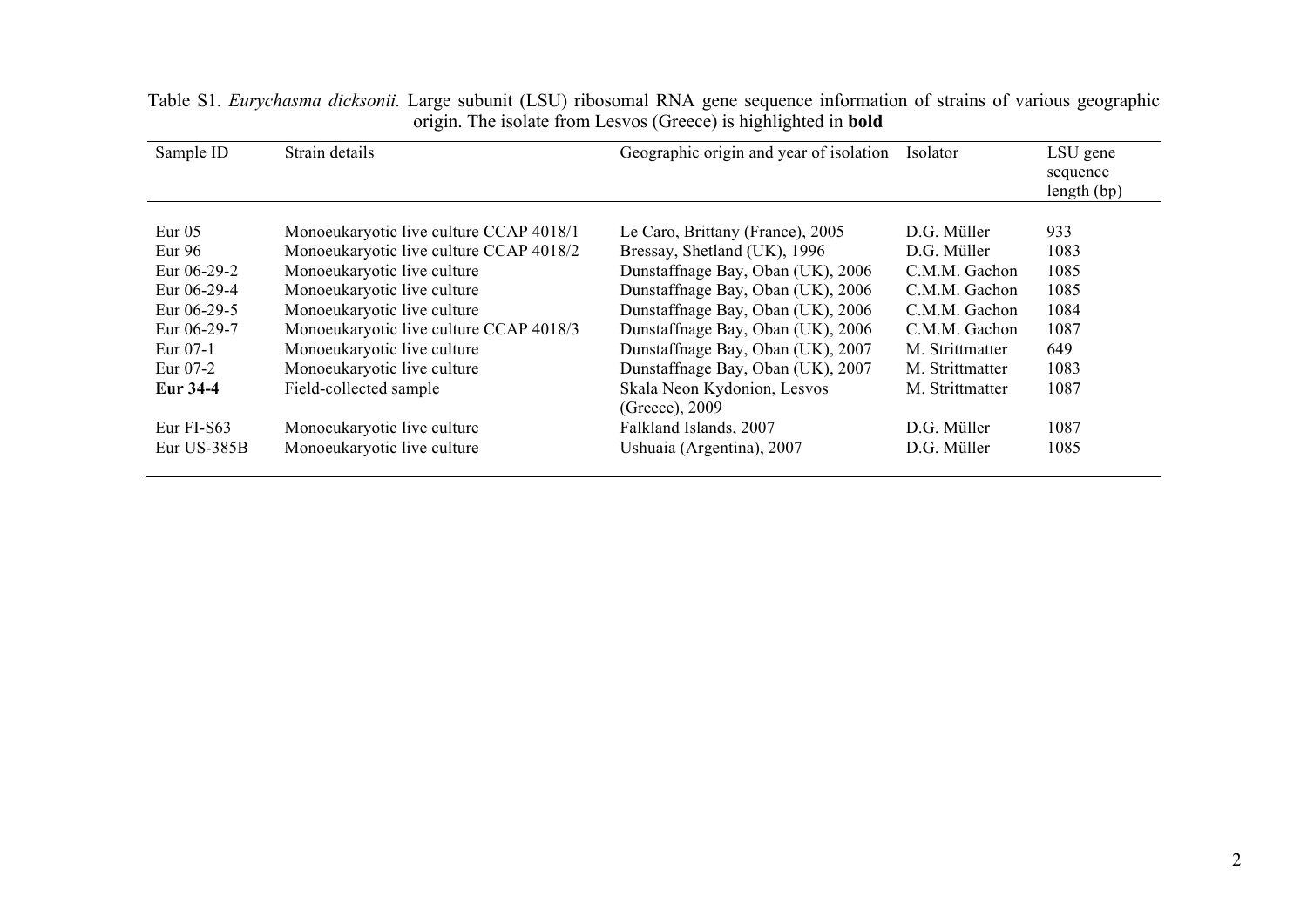Table S1. *Eurychasma dicksonii.* Large subunit (LSU) ribosomal RNA gene sequence information of strains of various geographic origin. The isolate from Lesvos (Greece) is highlighted in **bold**

| Sample ID | Strain details | Geographic origin and year of isolation | Isolator | LSU gene sequence length (bp) |
|---|---|---|---|---|
| Eur 05 | Monoeukaryotic live culture CCAP 4018/1 | Le Caro, Brittany (France), 2005 | D.G. Müller | 933 |
| Eur 96 | Monoeukaryotic live culture CCAP 4018/2 | Bressay, Shetland (UK), 1996 | D.G. Müller | 1083 |
| Eur 06-29-2 | Monoeukaryotic live culture | Dunstaffnage Bay, Oban (UK), 2006 | C.M.M. Gachon | 1085 |
| Eur 06-29-4 | Monoeukaryotic live culture | Dunstaffnage Bay, Oban (UK), 2006 | C.M.M. Gachon | 1085 |
| Eur 06-29-5 | Monoeukaryotic live culture | Dunstaffnage Bay, Oban (UK), 2006 | C.M.M. Gachon | 1084 |
| Eur 06-29-7 | Monoeukaryotic live culture CCAP 4018/3 | Dunstaffnage Bay, Oban (UK), 2006 | C.M.M. Gachon | 1087 |
| Eur 07-1 | Monoeukaryotic live culture | Dunstaffnage Bay, Oban (UK), 2007 | M. Strittmatter | 649 |
| Eur 07-2 | Monoeukaryotic live culture | Dunstaffnage Bay, Oban (UK), 2007 | M. Strittmatter | 1083 |
| **Eur 34-4** | Field-collected sample | Skala Neon Kydonion, Lesvos (Greece), 2009 | M. Strittmatter | 1087 |
| Eur FI-S63 | Monoeukaryotic live culture | Falkland Islands, 2007 | D.G. Müller | 1087 |
| Eur US-385B | Monoeukaryotic live culture | Ushuaia (Argentina), 2007 | D.G. Müller | 1085 |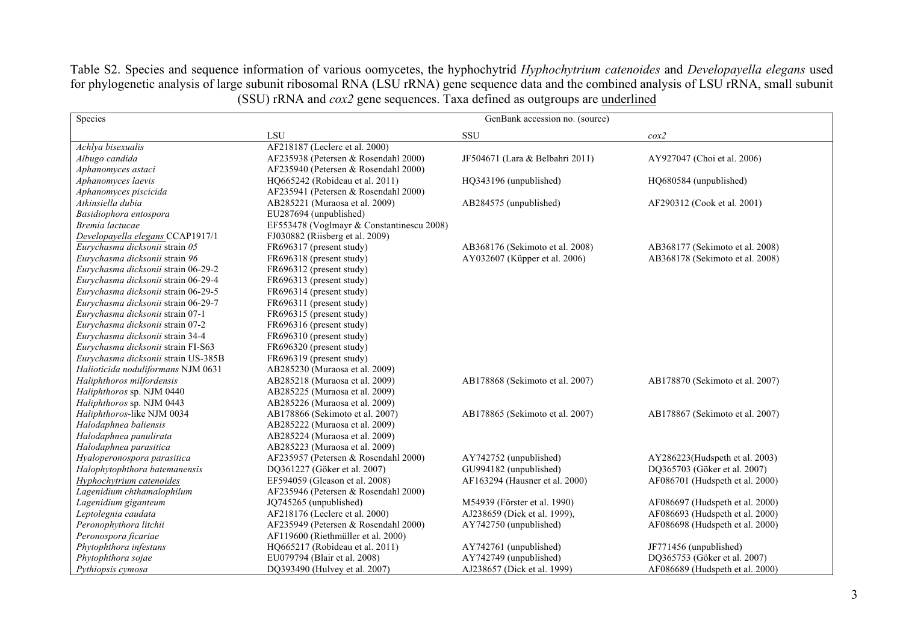Table S2. Species and sequence information of various oomycetes, the hyphochytrid *Hyphochytrium catenoides* and *Developayella elegans* used for phylogenetic analysis of large subunit ribosomal RNA (LSU rRNA) gene sequence data and the combined analysis of LSU rRNA, small subunit (SSU) rRNA and *cox2* gene sequences. Taxa defined as outgroups are <u>underlined</u>

| Species | GenBank accession no. (source) | | |
|---|---|---|---|
| | LSU | SSU | *cox2* |
| *Achlya bisexualis* | AF218187 (Leclerc et al. 2000) | | |
| *Albugo candida* | AF235938 (Petersen & Rosendahl 2000) | JF504671 (Lara & Belbahri 2011) | AY927047 (Choi et al. 2006) |
| *Aphanomyces astaci* | AF235940 (Petersen & Rosendahl 2000) | | |
| *Aphanomyces laevis* | HQ665242 (Robideau et al. 2011) | HQ343196 (unpublished) | HQ680584 (unpublished) |
| *Aphanomyces piscicida* | AF235941 (Petersen & Rosendahl 2000) | | |
| *Atkinsiella dubia* | AB285221 (Muraosa et al. 2009) | AB284575 (unpublished) | AF290312 (Cook et al. 2001) |
| *Basidiophora entospora* | EU287694 (unpublished) | | |
| *Bremia lactucae* | EF553478 (Voglmayr & Constantinescu 2008) | | |
| <u>*Developayella elegans*</u> CCAP1917/1 | FJ030882 (Riisberg et al. 2009) | | |
| *Eurychasma dicksonii* strain *05* | FR696317 (present study) | AB368176 (Sekimoto et al. 2008) | AB368177 (Sekimoto et al. 2008) |
| *Eurychasma dicksonii* strain *96* | FR696318 (present study) | AY032607 (Küpper et al. 2006) | AB368178 (Sekimoto et al. 2008) |
| *Eurychasma dicksonii* strain 06-29-2 | FR696312 (present study) | | |
| *Eurychasma dicksonii* strain 06-29-4 | FR696313 (present study) | | |
| *Eurychasma dicksonii* strain 06-29-5 | FR696314 (present study) | | |
| *Eurychasma dicksonii* strain 06-29-7 | FR696311 (present study) | | |
| *Eurychasma dicksonii* strain 07-1 | FR696315 (present study) | | |
| *Eurychasma dicksonii* strain 07-2 | FR696316 (present study) | | |
| *Eurychasma dicksonii* strain 34-4 | FR696310 (present study) | | |
| *Eurychasma dicksonii* strain FI-S63 | FR696320 (present study) | | |
| *Eurychasma dicksonii* strain US-385B | FR696319 (present study) | | |
| *Halioticida noduliformans* NJM 0631 | AB285230 (Muraosa et al. 2009) | | |
| *Haliphthoros milfordensis* | AB285218 (Muraosa et al. 2009) | AB178868 (Sekimoto et al. 2007) | AB178870 (Sekimoto et al. 2007) |
| *Haliphthoros* sp. NJM 0440 | AB285225 (Muraosa et al. 2009) | | |
| *Haliphthoros* sp. NJM 0443 | AB285226 (Muraosa et al. 2009) | | |
| *Haliphthoros*-like NJM 0034 | AB178866 (Sekimoto et al. 2007) | AB178865 (Sekimoto et al. 2007) | AB178867 (Sekimoto et al. 2007) |
| *Halodaphnea baliensis* | AB285222 (Muraosa et al. 2009) | | |
| *Halodaphnea panulirata* | AB285224 (Muraosa et al. 2009) | | |
| *Halodaphnea parasitica* | AB285223 (Muraosa et al. 2009) | | |
| *Hyaloperonospora parasitica* | AF235957 (Petersen & Rosendahl 2000) | AY742752 (unpublished) | AY286223(Hudspeth et al. 2003) |
| *Halophytophthora batemanensis* | DQ361227 (Göker et al. 2007) | GU994182 (unpublished) | DQ365703 (Göker et al. 2007) |
| <u>*Hyphochytrium catenoides*</u> | EF594059 (Gleason et al. 2008) | AF163294 (Hausner et al. 2000) | AF086701 (Hudspeth et al. 2000) |
| *Lagenidium chthamalophilum* | AF235946 (Petersen & Rosendahl 2000) | | |
| *Lagenidium giganteum* | JQ745265 (unpublished) | M54939 (Förster et al. 1990) | AF086697 (Hudspeth et al. 2000) |
| *Leptolegnia caudata* | AF218176 (Leclerc et al. 2000) | AJ238659 (Dick et al. 1999), | AF086693 (Hudspeth et al. 2000) |
| *Peronophythora litchii* | AF235949 (Petersen & Rosendahl 2000) | AY742750 (unpublished) | AF086698 (Hudspeth et al. 2000) |
| *Peronospora ficariae* | AF119600 (Riethmüller et al. 2000) | | |
| *Phytophthora infestans* | HQ665217 (Robideau et al. 2011) | AY742761 (unpublished) | JF771456 (unpublished) |
| *Phytophthora sojae* | EU079794 (Blair et al. 2008) | AY742749 (unpublished) | DQ365753 (Göker et al. 2007) |
| *Pythiopsis cymosa* | DQ393490 (Hulvey et al. 2007) | AJ238657 (Dick et al. 1999) | AF086689 (Hudspeth et al. 2000) |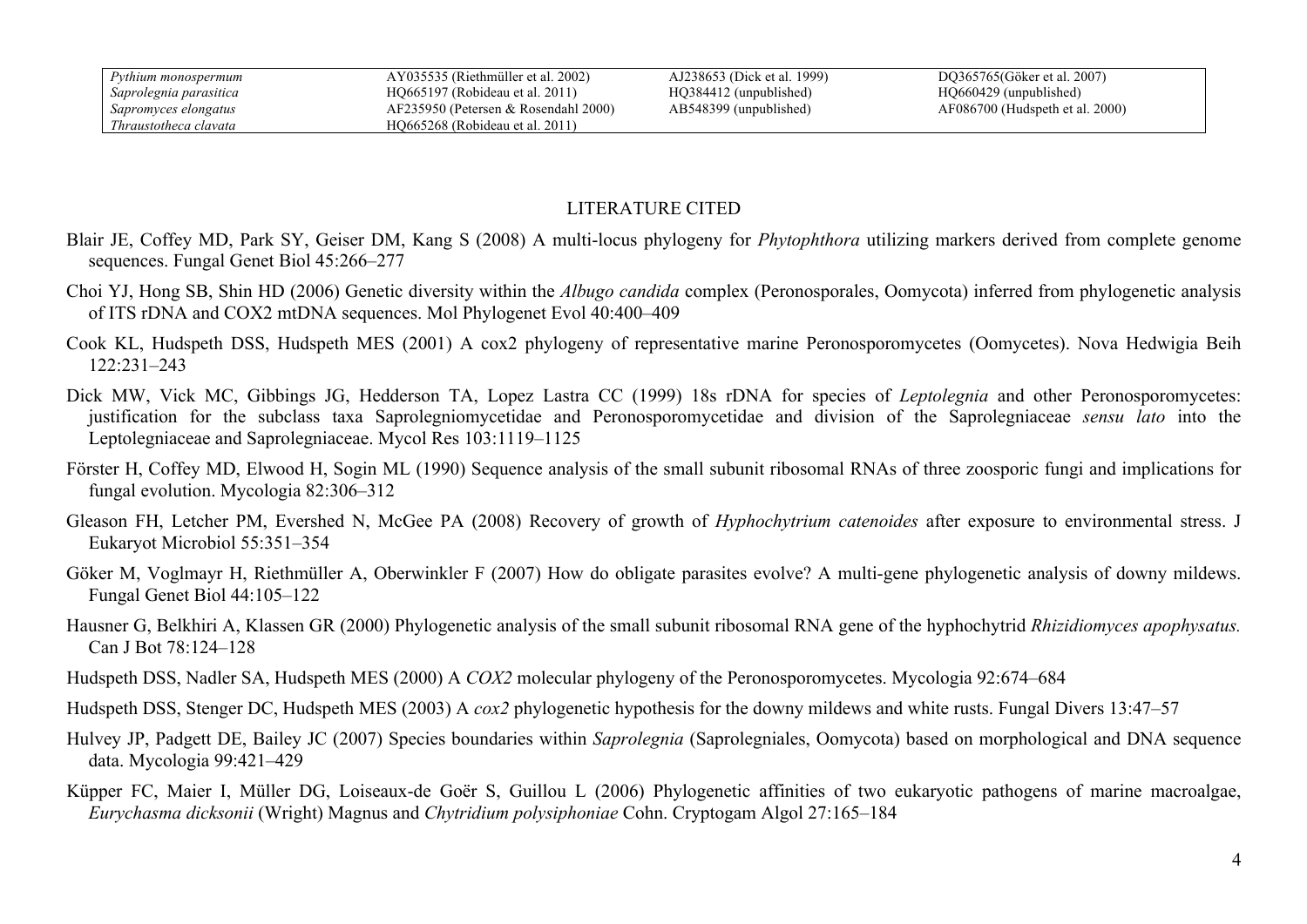| | | | |
|---|---|---|---|
| *Pythium monospermum* | AY035535 (Riethmüller et al. 2002) | AJ238653 (Dick et al. 1999) | DQ365765(Göker et al. 2007) |
| *Saprolegnia parasitica* | HQ665197 (Robideau et al. 2011) | HQ384412 (unpublished) | HQ660429 (unpublished) |
| *Sapromyces elongatus* | AF235950 (Petersen & Rosendahl 2000) | AB548399 (unpublished) | AF086700 (Hudspeth et al. 2000) |
| *Thraustotheca clavata* | HQ665268 (Robideau et al. 2011) | | |

## LITERATURE CITED

Blair JE, Coffey MD, Park SY, Geiser DM, Kang S (2008) A multi-locus phylogeny for *Phytophthora* utilizing markers derived from complete genome sequences. Fungal Genet Biol 45:266–277

Choi YJ, Hong SB, Shin HD (2006) Genetic diversity within the *Albugo candida* complex (Peronosporales, Oomycota) inferred from phylogenetic analysis of ITS rDNA and COX2 mtDNA sequences. Mol Phylogenet Evol 40:400–409

Cook KL, Hudspeth DSS, Hudspeth MES (2001) A cox2 phylogeny of representative marine Peronosporomycetes (Oomycetes). Nova Hedwigia Beih 122:231–243

Dick MW, Vick MC, Gibbings JG, Hedderson TA, Lopez Lastra CC (1999) 18s rDNA for species of *Leptolegnia* and other Peronosporomycetes: justification for the subclass taxa Saprolegniomycetidae and Peronosporomycetidae and division of the Saprolegniaceae *sensu lato* into the Leptolegniaceae and Saprolegniaceae. Mycol Res 103:1119–1125

Förster H, Coffey MD, Elwood H, Sogin ML (1990) Sequence analysis of the small subunit ribosomal RNAs of three zoosporic fungi and implications for fungal evolution. Mycologia 82:306–312

Gleason FH, Letcher PM, Evershed N, McGee PA (2008) Recovery of growth of *Hyphochytrium catenoides* after exposure to environmental stress. J Eukaryot Microbiol 55:351–354

Göker M, Voglmayr H, Riethmüller A, Oberwinkler F (2007) How do obligate parasites evolve? A multi-gene phylogenetic analysis of downy mildews. Fungal Genet Biol 44:105–122

Hausner G, Belkhiri A, Klassen GR (2000) Phylogenetic analysis of the small subunit ribosomal RNA gene of the hyphochytrid *Rhizidiomyces apophysatus.* Can J Bot 78:124–128

Hudspeth DSS, Nadler SA, Hudspeth MES (2000) A *COX2* molecular phylogeny of the Peronosporomycetes. Mycologia 92:674–684

Hudspeth DSS, Stenger DC, Hudspeth MES (2003) A *cox2* phylogenetic hypothesis for the downy mildews and white rusts. Fungal Divers 13:47–57

Hulvey JP, Padgett DE, Bailey JC (2007) Species boundaries within *Saprolegnia* (Saprolegniales, Oomycota) based on morphological and DNA sequence data. Mycologia 99:421–429

Küpper FC, Maier I, Müller DG, Loiseaux-de Goër S, Guillou L (2006) Phylogenetic affinities of two eukaryotic pathogens of marine macroalgae, *Eurychasma dicksonii* (Wright) Magnus and *Chytridium polysiphoniae* Cohn. Cryptogam Algol 27:165–184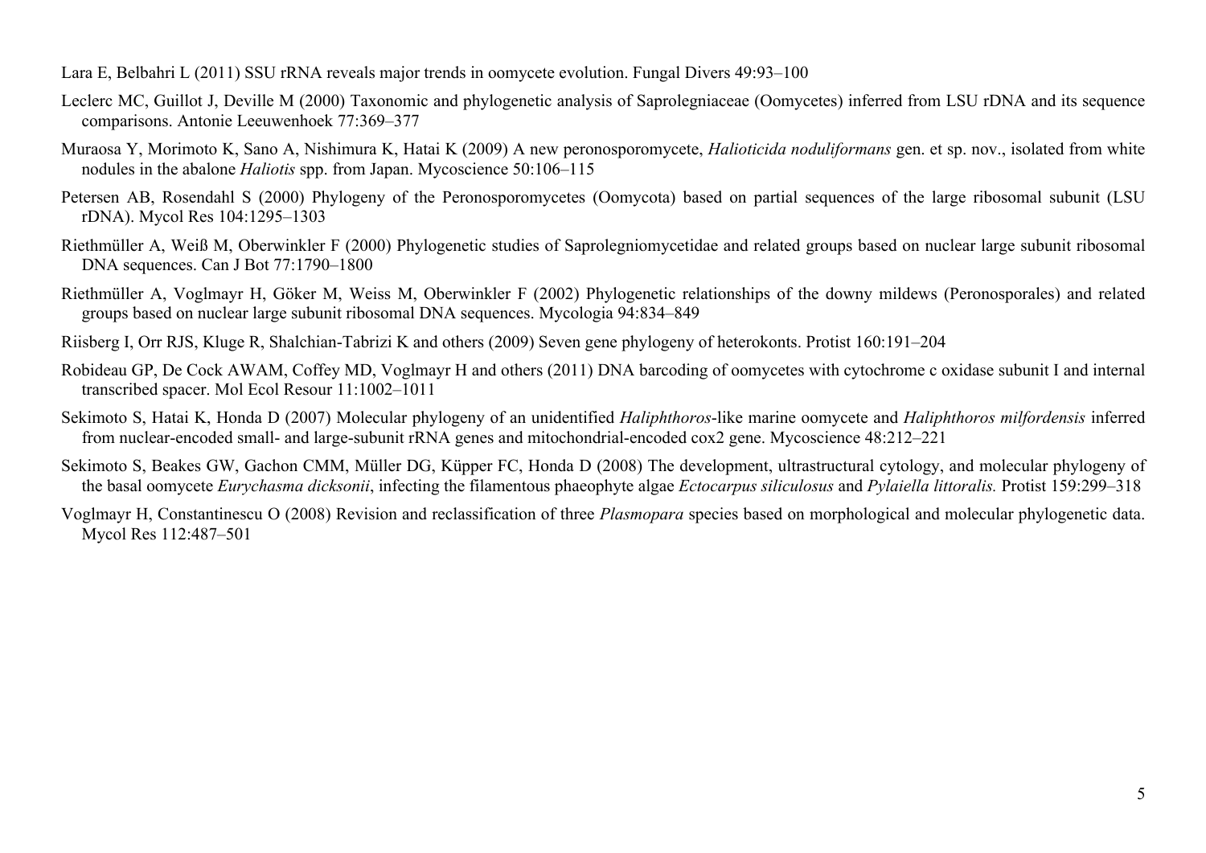Lara E, Belbahri L (2011) SSU rRNA reveals major trends in oomycete evolution. Fungal Divers 49:93–100

Leclerc MC, Guillot J, Deville M (2000) Taxonomic and phylogenetic analysis of Saprolegniaceae (Oomycetes) inferred from LSU rDNA and its sequence comparisons. Antonie Leeuwenhoek 77:369–377

Muraosa Y, Morimoto K, Sano A, Nishimura K, Hatai K (2009) A new peronosporomycete, *Halioticida noduliformans* gen. et sp. nov., isolated from white nodules in the abalone *Haliotis* spp. from Japan. Mycoscience 50:106–115

Petersen AB, Rosendahl S (2000) Phylogeny of the Peronosporomycetes (Oomycota) based on partial sequences of the large ribosomal subunit (LSU rDNA). Mycol Res 104:1295–1303

Riethmüller A, Weiß M, Oberwinkler F (2000) Phylogenetic studies of Saprolegniomycetidae and related groups based on nuclear large subunit ribosomal DNA sequences. Can J Bot 77:1790–1800

Riethmüller A, Voglmayr H, Göker M, Weiss M, Oberwinkler F (2002) Phylogenetic relationships of the downy mildews (Peronosporales) and related groups based on nuclear large subunit ribosomal DNA sequences. Mycologia 94:834–849

Riisberg I, Orr RJS, Kluge R, Shalchian-Tabrizi K and others (2009) Seven gene phylogeny of heterokonts. Protist 160:191–204

Robideau GP, De Cock AWAM, Coffey MD, Voglmayr H and others (2011) DNA barcoding of oomycetes with cytochrome c oxidase subunit I and internal transcribed spacer. Mol Ecol Resour 11:1002–1011

Sekimoto S, Hatai K, Honda D (2007) Molecular phylogeny of an unidentified *Haliphthoros*-like marine oomycete and *Haliphthoros milfordensis* inferred from nuclear-encoded small- and large-subunit rRNA genes and mitochondrial-encoded cox2 gene. Mycoscience 48:212–221

Sekimoto S, Beakes GW, Gachon CMM, Müller DG, Küpper FC, Honda D (2008) The development, ultrastructural cytology, and molecular phylogeny of the basal oomycete *Eurychasma dicksonii*, infecting the filamentous phaeophyte algae *Ectocarpus siliculosus* and *Pylaiella littoralis.* Protist 159:299–318

Voglmayr H, Constantinescu O (2008) Revision and reclassification of three *Plasmopara* species based on morphological and molecular phylogenetic data. Mycol Res 112:487–501